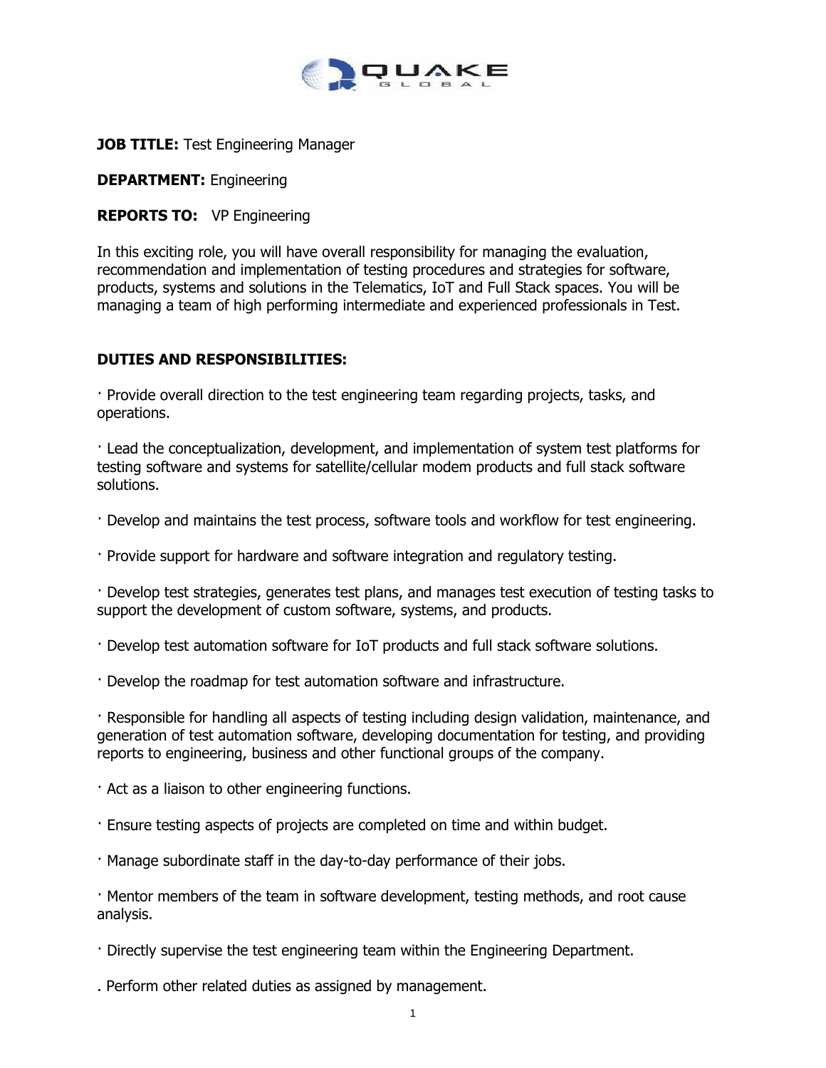**JOB TITLE:** Test Engineering Manager

**DEPARTMENT:** Engineering

**REPORTS TO:** VP Engineering

In this exciting role, you will have overall responsibility for managing the evaluation, recommendation and implementation of testing procedures and strategies for software, products, systems and solutions in the Telematics, IoT and Full Stack spaces. You will be managing a team of high performing intermediate and experienced professionals in Test.

**DUTIES AND RESPONSIBILITIES:**

· Provide overall direction to the test engineering team regarding projects, tasks, and operations.

· Lead the conceptualization, development, and implementation of system test platforms for testing software and systems for satellite/cellular modem products and full stack software solutions.

· Develop and maintains the test process, software tools and workflow for test engineering.

· Provide support for hardware and software integration and regulatory testing.

· Develop test strategies, generates test plans, and manages test execution of testing tasks to support the development of custom software, systems, and products.

· Develop test automation software for IoT products and full stack software solutions.

· Develop the roadmap for test automation software and infrastructure.

· Responsible for handling all aspects of testing including design validation, maintenance, and generation of test automation software, developing documentation for testing, and providing reports to engineering, business and other functional groups of the company.

· Act as a liaison to other engineering functions.

· Ensure testing aspects of projects are completed on time and within budget.

· Manage subordinate staff in the day-to-day performance of their jobs.

· Mentor members of the team in software development, testing methods, and root cause analysis.

· Directly supervise the test engineering team within the Engineering Department.

. Perform other related duties as assigned by management.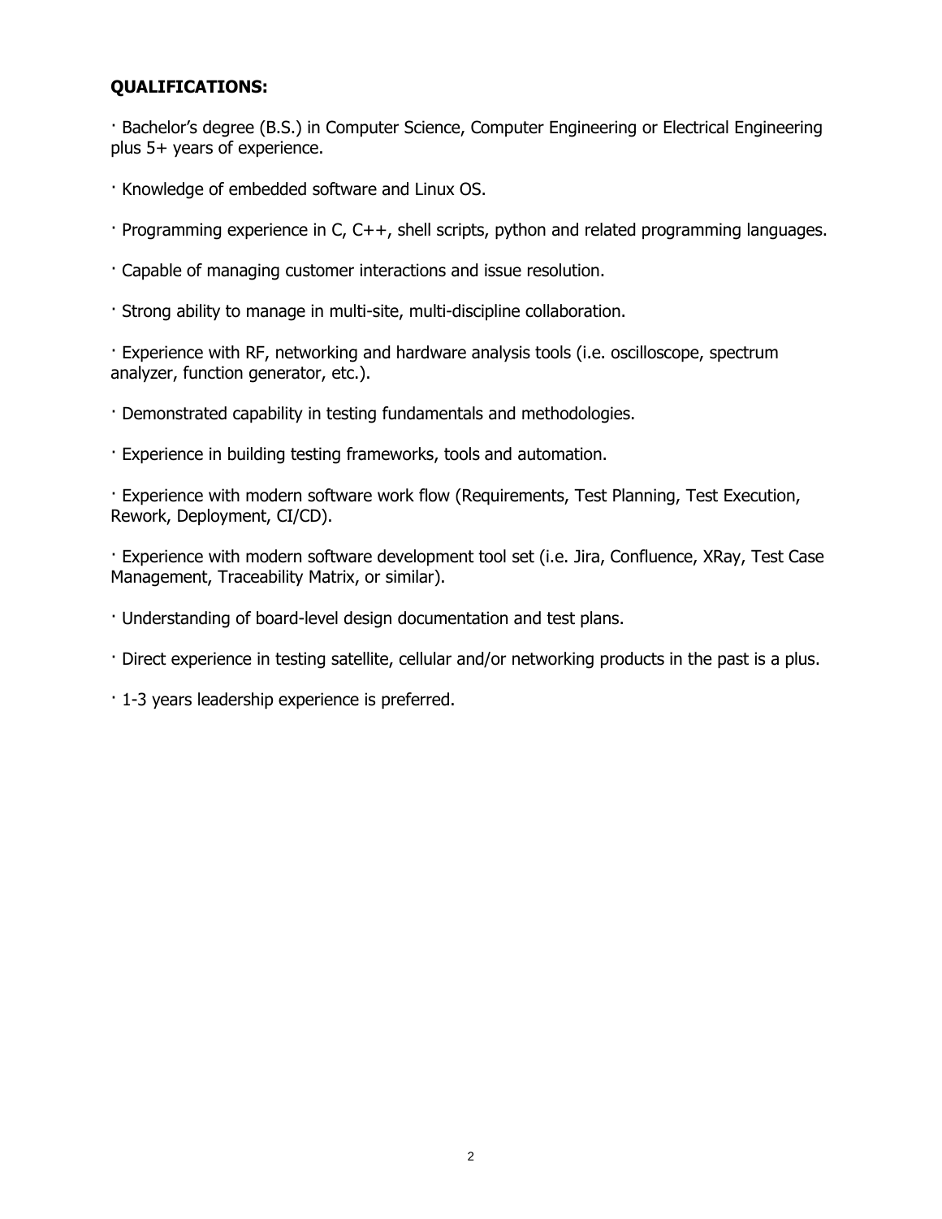**QUALIFICATIONS:**

- Bachelor's degree (B.S.) in Computer Science, Computer Engineering or Electrical Engineering plus 5+ years of experience.
- Knowledge of embedded software and Linux OS.
- Programming experience in C, C++, shell scripts, python and related programming languages.
- Capable of managing customer interactions and issue resolution.
- Strong ability to manage in multi-site, multi-discipline collaboration.
- Experience with RF, networking and hardware analysis tools (i.e. oscilloscope, spectrum analyzer, function generator, etc.).
- Demonstrated capability in testing fundamentals and methodologies.
- Experience in building testing frameworks, tools and automation.
- Experience with modern software work flow (Requirements, Test Planning, Test Execution, Rework, Deployment, CI/CD).
- Experience with modern software development tool set (i.e. Jira, Confluence, XRay, Test Case Management, Traceability Matrix, or similar).
- Understanding of board-level design documentation and test plans.
- Direct experience in testing satellite, cellular and/or networking products in the past is a plus.
- 1-3 years leadership experience is preferred.